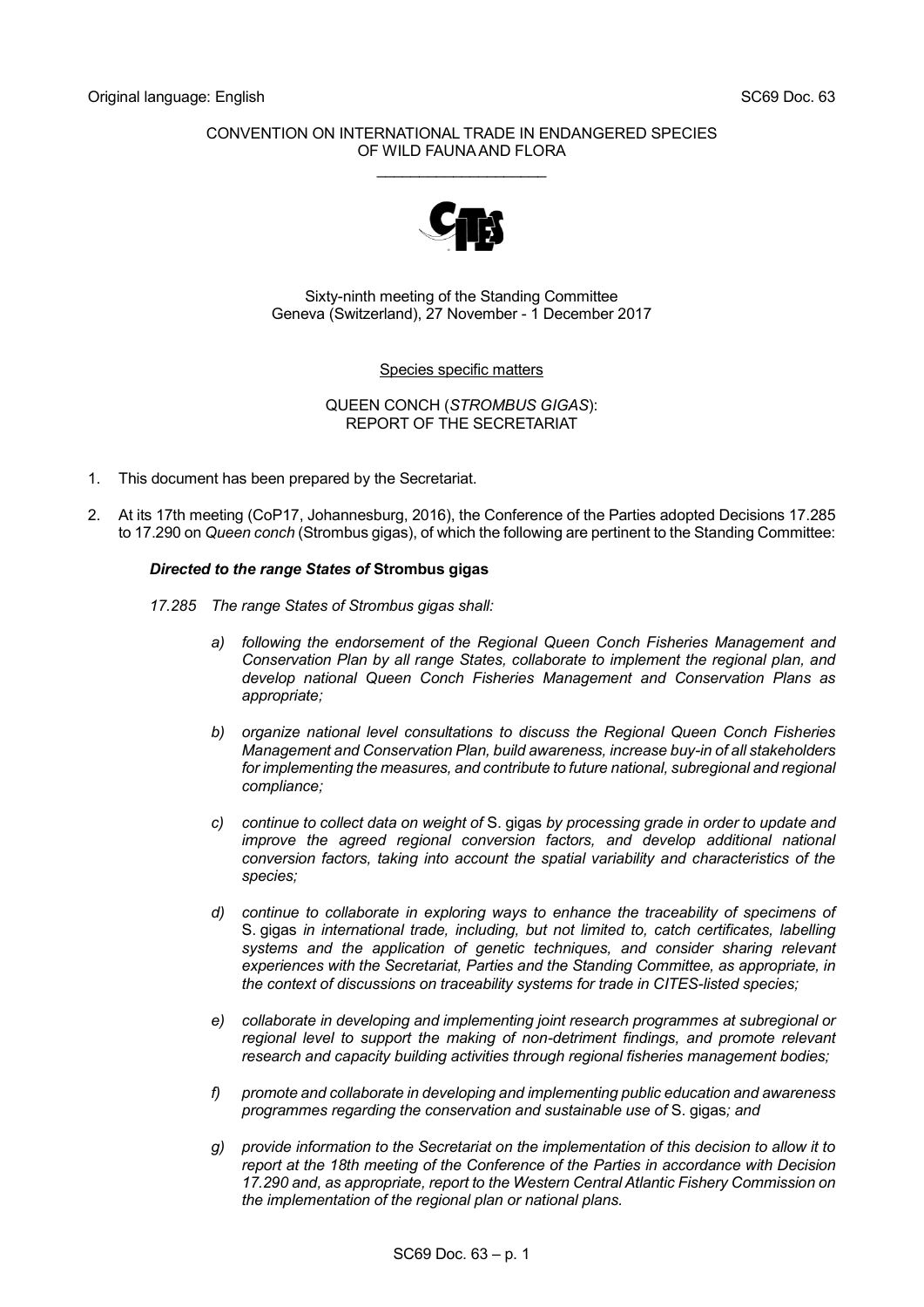Original language: English SC69 Doc. 63

CONVENTION ON INTERNATIONAL TRADE IN ENDANGERED SPECIES
OF WILD FAUNA AND FLORA

\_\_\_\_\_\_\_\_\_\_\_\_\_\_\_\_\_\_\_\_

Sixty-ninth meeting of the Standing Committee
Geneva (Switzerland), 27 November - 1 December 2017

Species specific matters

QUEEN CONCH (*STROMBUS GIGAS*):
REPORT OF THE SECRETARIAT

1. This document has been prepared by the Secretariat.

2. At its 17th meeting (CoP17, Johannesburg, 2016), the Conference of the Parties adopted Decisions 17.285 to 17.290 on *Queen conch* (Strombus gigas), of which the following are pertinent to the Standing Committee:

   ***Directed to the range States of* Strombus gigas**

   *17.285 The range States of Strombus gigas shall:*

   *a) following the endorsement of the Regional Queen Conch Fisheries Management and Conservation Plan by all range States, collaborate to implement the regional plan, and develop national Queen Conch Fisheries Management and Conservation Plans as appropriate;*

   *b) organize national level consultations to discuss the Regional Queen Conch Fisheries Management and Conservation Plan, build awareness, increase buy-in of all stakeholders for implementing the measures, and contribute to future national, subregional and regional compliance;*

   *c) continue to collect data on weight of* S. gigas *by processing grade in order to update and improve the agreed regional conversion factors, and develop additional national conversion factors, taking into account the spatial variability and characteristics of the species;*

   *d) continue to collaborate in exploring ways to enhance the traceability of specimens of* S. gigas *in international trade, including, but not limited to, catch certificates, labelling systems and the application of genetic techniques, and consider sharing relevant experiences with the Secretariat, Parties and the Standing Committee, as appropriate, in the context of discussions on traceability systems for trade in CITES-listed species;*

   *e) collaborate in developing and implementing joint research programmes at subregional or regional level to support the making of non-detriment findings, and promote relevant research and capacity building activities through regional fisheries management bodies;*

   *f) promote and collaborate in developing and implementing public education and awareness programmes regarding the conservation and sustainable use of* S. gigas*; and*

   *g) provide information to the Secretariat on the implementation of this decision to allow it to report at the 18th meeting of the Conference of the Parties in accordance with Decision 17.290 and, as appropriate, report to the Western Central Atlantic Fishery Commission on the implementation of the regional plan or national plans.*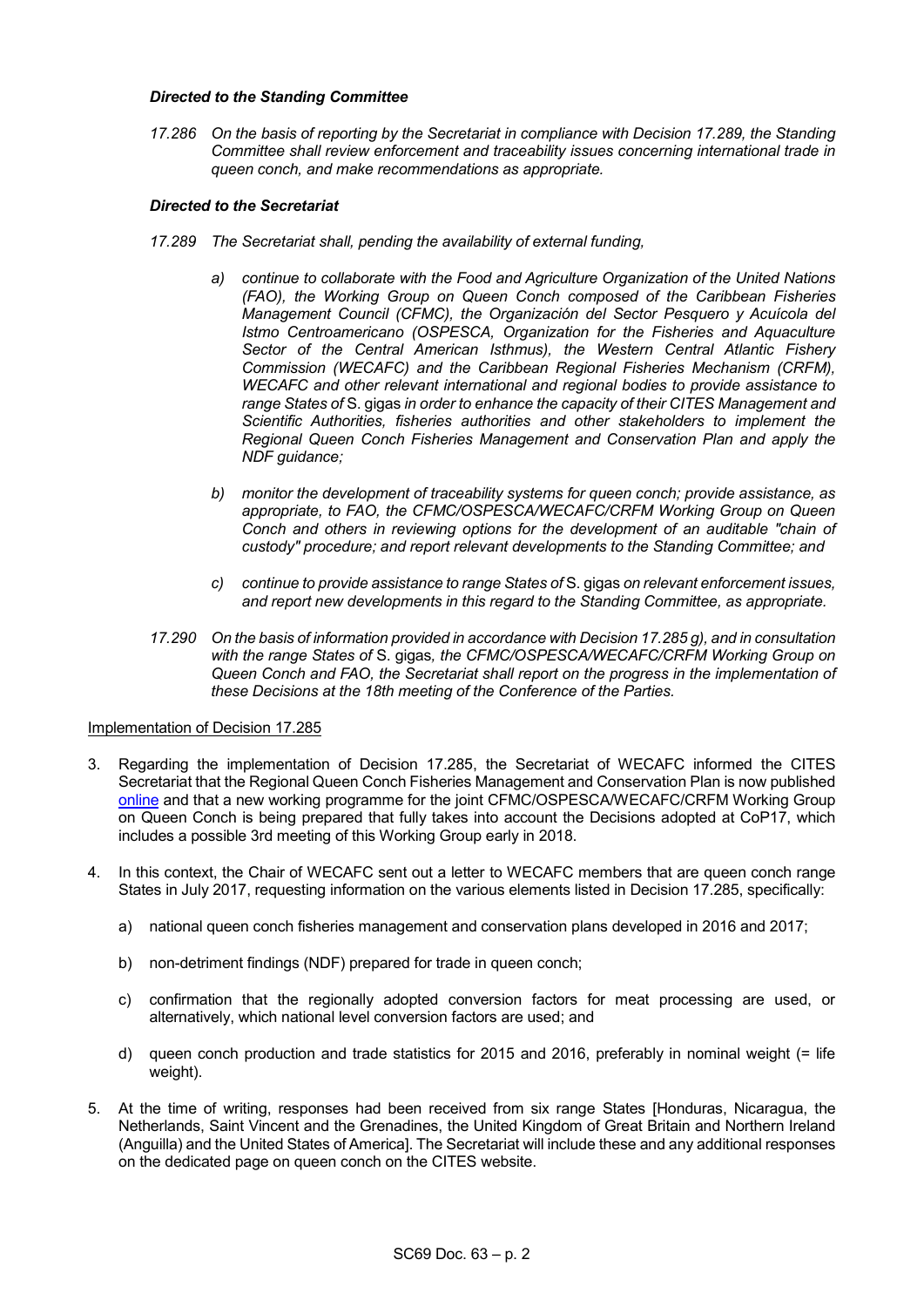***Directed to the Standing Committee***

*17.286 On the basis of reporting by the Secretariat in compliance with Decision 17.289, the Standing Committee shall review enforcement and traceability issues concerning international trade in queen conch, and make recommendations as appropriate.*

***Directed to the Secretariat***

*17.289 The Secretariat shall, pending the availability of external funding,*

*a) continue to collaborate with the Food and Agriculture Organization of the United Nations (FAO), the Working Group on Queen Conch composed of the Caribbean Fisheries Management Council (CFMC), the Organización del Sector Pesquero y Acuícola del Istmo Centroamericano (OSPESCA, Organization for the Fisheries and Aquaculture Sector of the Central American Isthmus), the Western Central Atlantic Fishery Commission (WECAFC) and the Caribbean Regional Fisheries Mechanism (CRFM), WECAFC and other relevant international and regional bodies to provide assistance to range States of* S. gigas *in order to enhance the capacity of their CITES Management and Scientific Authorities, fisheries authorities and other stakeholders to implement the Regional Queen Conch Fisheries Management and Conservation Plan and apply the NDF guidance;*

*b) monitor the development of traceability systems for queen conch; provide assistance, as appropriate, to FAO, the CFMC/OSPESCA/WECAFC/CRFM Working Group on Queen Conch and others in reviewing options for the development of an auditable "chain of custody" procedure; and report relevant developments to the Standing Committee; and*

*c) continue to provide assistance to range States of* S. gigas *on relevant enforcement issues, and report new developments in this regard to the Standing Committee, as appropriate.*

*17.290 On the basis of information provided in accordance with Decision 17.285 g), and in consultation with the range States of* S. gigas*, the CFMC/OSPESCA/WECAFC/CRFM Working Group on Queen Conch and FAO, the Secretariat shall report on the progress in the implementation of these Decisions at the 18th meeting of the Conference of the Parties.*

Implementation of Decision 17.285

3. Regarding the implementation of Decision 17.285, the Secretariat of WECAFC informed the CITES Secretariat that the Regional Queen Conch Fisheries Management and Conservation Plan is now published online and that a new working programme for the joint CFMC/OSPESCA/WECAFC/CRFM Working Group on Queen Conch is being prepared that fully takes into account the Decisions adopted at CoP17, which includes a possible 3rd meeting of this Working Group early in 2018.

4. In this context, the Chair of WECAFC sent out a letter to WECAFC members that are queen conch range States in July 2017, requesting information on the various elements listed in Decision 17.285, specifically:

   a) national queen conch fisheries management and conservation plans developed in 2016 and 2017;

   b) non-detriment findings (NDF) prepared for trade in queen conch;

   c) confirmation that the regionally adopted conversion factors for meat processing are used, or alternatively, which national level conversion factors are used; and

   d) queen conch production and trade statistics for 2015 and 2016, preferably in nominal weight (= life weight).

5. At the time of writing, responses had been received from six range States [Honduras, Nicaragua, the Netherlands, Saint Vincent and the Grenadines, the United Kingdom of Great Britain and Northern Ireland (Anguilla) and the United States of America]. The Secretariat will include these and any additional responses on the dedicated page on queen conch on the CITES website.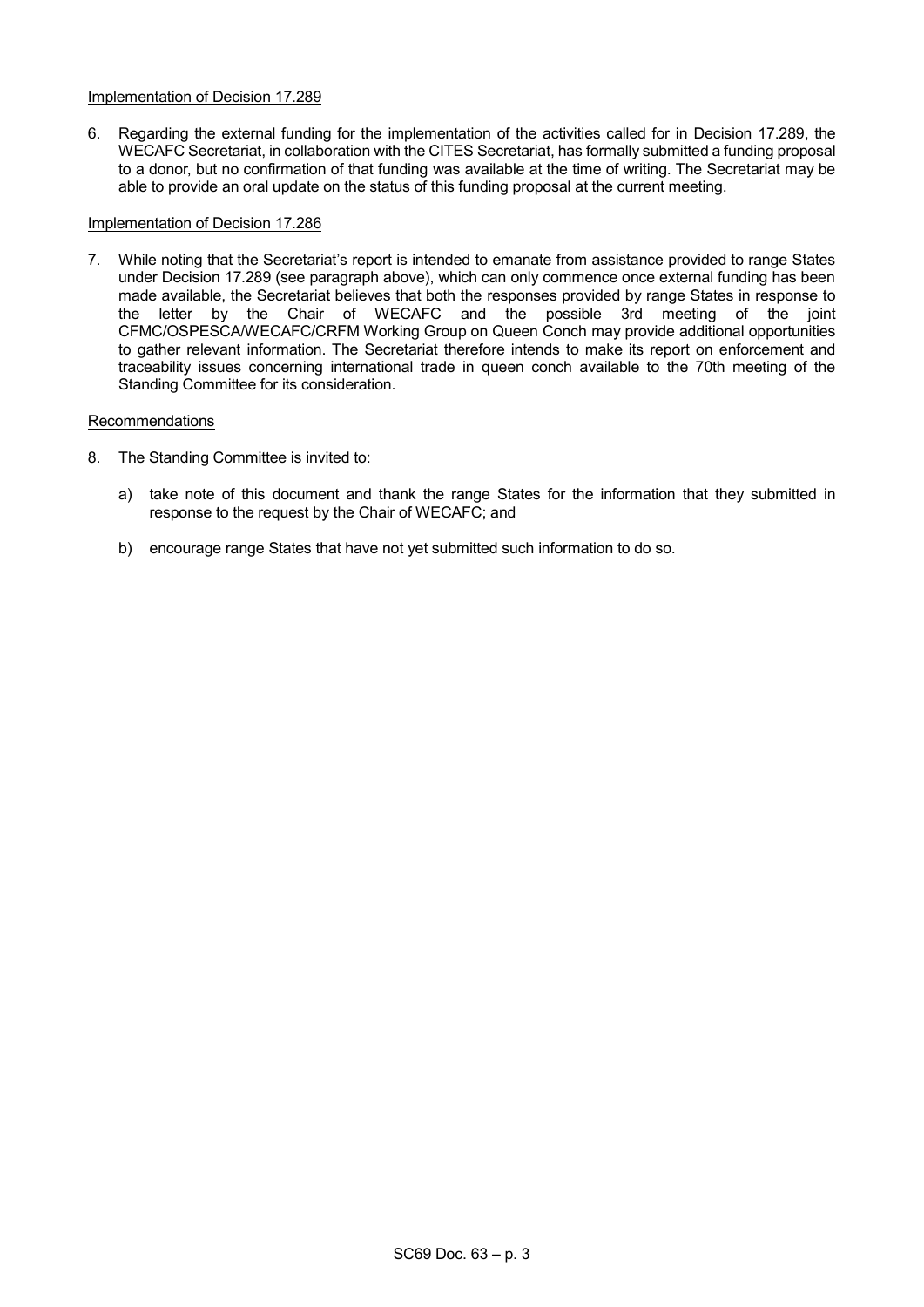Implementation of Decision 17.289

6. Regarding the external funding for the implementation of the activities called for in Decision 17.289, the WECAFC Secretariat, in collaboration with the CITES Secretariat, has formally submitted a funding proposal to a donor, but no confirmation of that funding was available at the time of writing. The Secretariat may be able to provide an oral update on the status of this funding proposal at the current meeting.

Implementation of Decision 17.286

7. While noting that the Secretariat's report is intended to emanate from assistance provided to range States under Decision 17.289 (see paragraph above), which can only commence once external funding has been made available, the Secretariat believes that both the responses provided by range States in response to the letter by the Chair of WECAFC and the possible 3rd meeting of the joint CFMC/OSPESCA/WECAFC/CRFM Working Group on Queen Conch may provide additional opportunities to gather relevant information. The Secretariat therefore intends to make its report on enforcement and traceability issues concerning international trade in queen conch available to the 70th meeting of the Standing Committee for its consideration.

Recommendations

8. The Standing Committee is invited to:

   a) take note of this document and thank the range States for the information that they submitted in response to the request by the Chair of WECAFC; and

   b) encourage range States that have not yet submitted such information to do so.